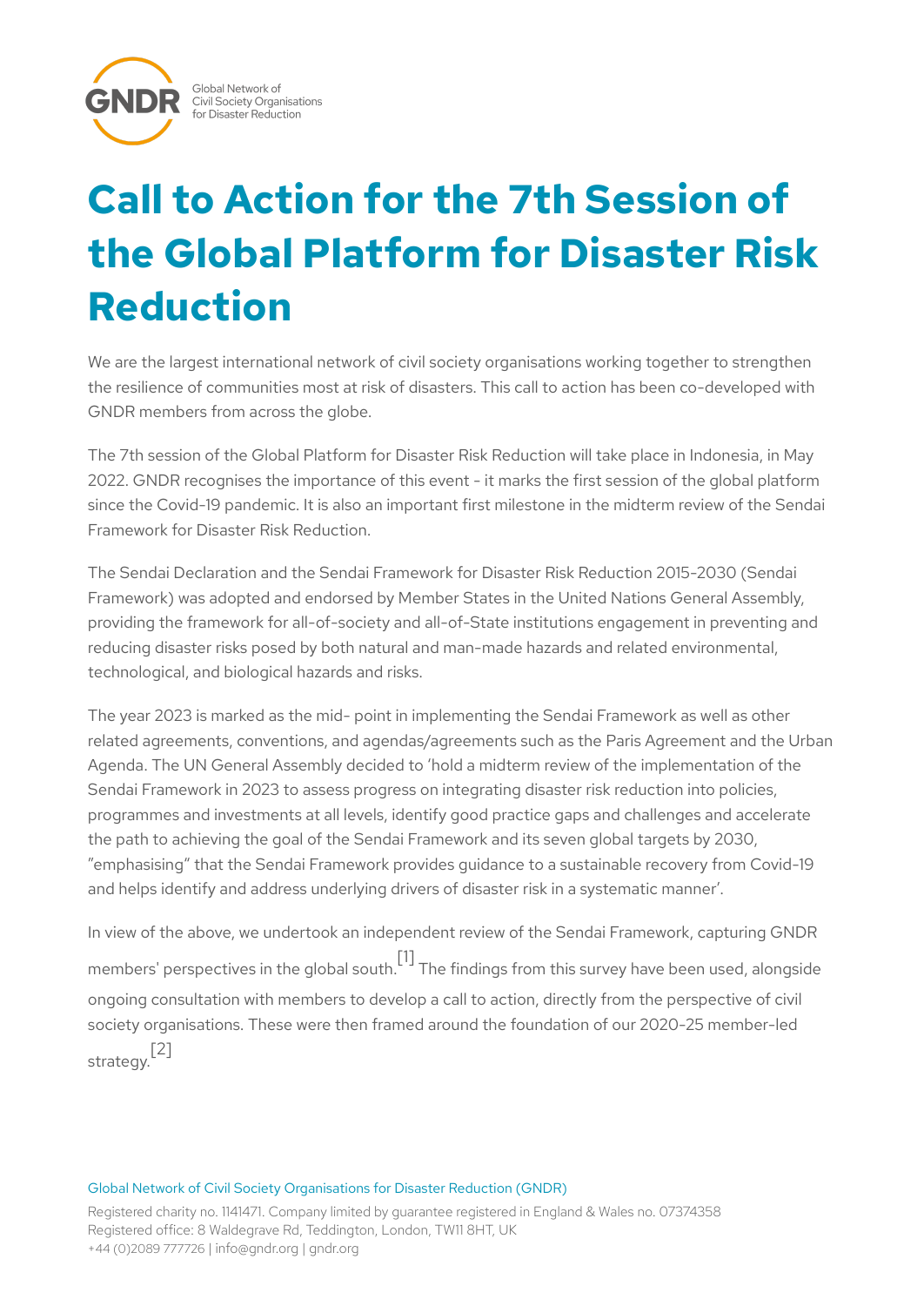# Call to Action for the 7th Session of the Global Platform for Disaster Risk Reduction

We are the largest international network of civil society organisations working together to strengthen the resilience of communities most at risk of disasters. This call to action has been co-developed with GNDR members from across the globe.

The 7th session of the Global Platform for Disaster Risk Reduction will take place in Indonesia, in May 2022. GNDR recognises the importance of this event - it marks the first session of the global platform since the Covid-19 pandemic. It is also an important first milestone in the midterm review of the Sendai Framework for Disaster Risk Reduction.

The Sendai Declaration and the Sendai Framework for Disaster Risk Reduction 2015-2030 (Sendai Framework) was adopted and endorsed by Member States in the United Nations General Assembly, providing the framework for all-of-society and all-of-State institutions engagement in preventing and reducing disaster risks posed by both natural and man-made hazards and related environmental, technological, and biological hazards and risks.

The year 2023 is marked as the mid- point in implementing the Sendai Framework as well as other related agreements, conventions, and agendas/agreements such as the Paris Agreement and the Urban Agenda. The UN General Assembly decided to 'hold a midterm review of the implementation of the Sendai Framework in 2023 to assess progress on integrating disaster risk reduction into policies, programmes and investments at all levels, identify good practice gaps and challenges and accelerate the path to achieving the goal of the Sendai Framework and its seven global targets by 2030, "emphasising" that the Sendai Framework provides guidance to a sustainable recovery from Covid-19 and helps identify and address underlying drivers of disaster risk in a systematic manner'.

In view of the above, we undertook an independent review of the Sendai Framework, capturing GNDR members' perspectives in the global south.[1] The findings from this survey have been used, alongside ongoing consultation with members to develop a call to action, directly from the perspective of civil society organisations. These were then framed around the foundation of our 2020-25 member-led strategy.[2]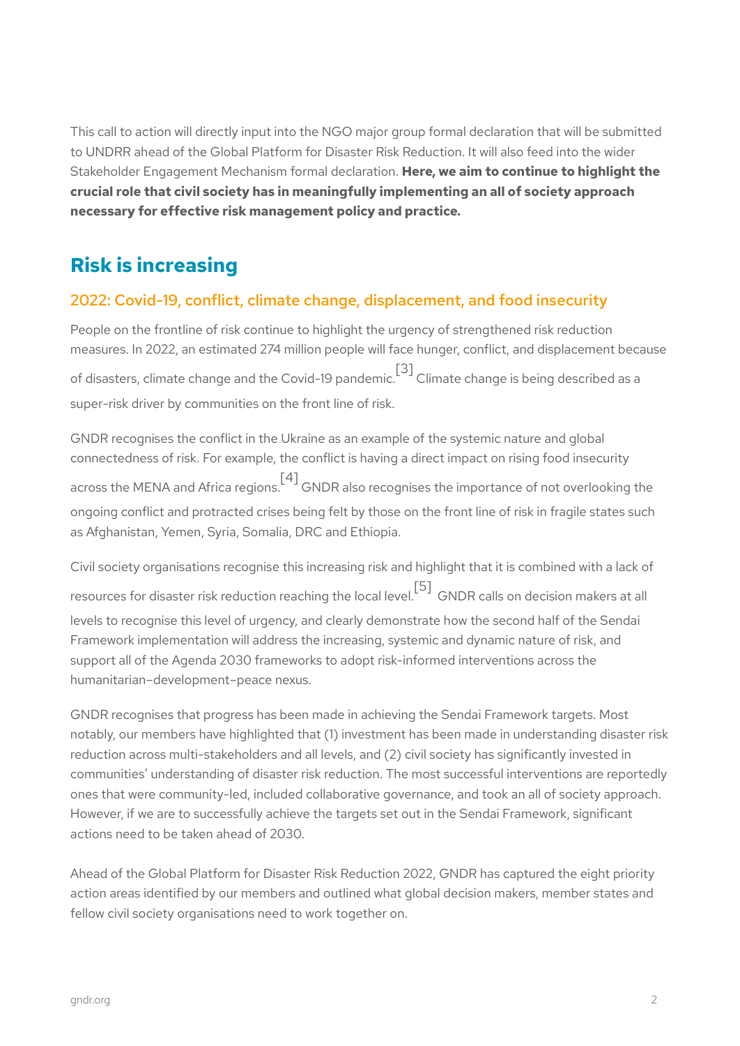This call to action will directly input into the NGO major group formal declaration that will be submitted to UNDRR ahead of the Global Platform for Disaster Risk Reduction. It will also feed into the wider Stakeholder Engagement Mechanism formal declaration. **Here, we aim to continue to highlight the crucial role that civil society has in meaningfully implementing an all of society approach necessary for effective risk management policy and practice.**

## Risk is increasing

### 2022: Covid-19, conflict, climate change, displacement, and food insecurity

People on the frontline of risk continue to highlight the urgency of strengthened risk reduction measures. In 2022, an estimated 274 million people will face hunger, conflict, and displacement because of disasters, climate change and the Covid-19 pandemic.[3] Climate change is being described as a super-risk driver by communities on the front line of risk.

GNDR recognises the conflict in the Ukraine as an example of the systemic nature and global connectedness of risk. For example, the conflict is having a direct impact on rising food insecurity across the MENA and Africa regions.[4] GNDR also recognises the importance of not overlooking the ongoing conflict and protracted crises being felt by those on the front line of risk in fragile states such as Afghanistan, Yemen, Syria, Somalia, DRC and Ethiopia.

Civil society organisations recognise this increasing risk and highlight that it is combined with a lack of resources for disaster risk reduction reaching the local level.[5] GNDR calls on decision makers at all levels to recognise this level of urgency, and clearly demonstrate how the second half of the Sendai Framework implementation will address the increasing, systemic and dynamic nature of risk, and support all of the Agenda 2030 frameworks to adopt risk-informed interventions across the humanitarian–development–peace nexus.

GNDR recognises that progress has been made in achieving the Sendai Framework targets. Most notably, our members have highlighted that (1) investment has been made in understanding disaster risk reduction across multi-stakeholders and all levels, and (2) civil society has significantly invested in communities' understanding of disaster risk reduction. The most successful interventions are reportedly ones that were community-led, included collaborative governance, and took an all of society approach. However, if we are to successfully achieve the targets set out in the Sendai Framework, significant actions need to be taken ahead of 2030.

Ahead of the Global Platform for Disaster Risk Reduction 2022, GNDR has captured the eight priority action areas identified by our members and outlined what global decision makers, member states and fellow civil society organisations need to work together on.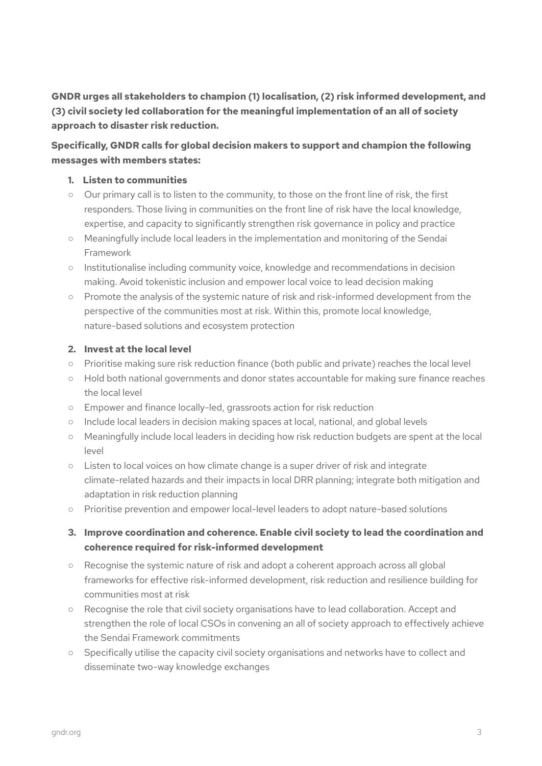**GNDR urges all stakeholders to champion (1) localisation, (2) risk informed development, and (3) civil society led collaboration for the meaningful implementation of an all of society approach to disaster risk reduction.**

**Specifically, GNDR calls for global decision makers to support and champion the following messages with members states:**

1. **Listen to communities**

- Our primary call is to listen to the community, to those on the front line of risk, the first responders. Those living in communities on the front line of risk have the local knowledge, expertise, and capacity to significantly strengthen risk governance in policy and practice
- Meaningfully include local leaders in the implementation and monitoring of the Sendai Framework
- Institutionalise including community voice, knowledge and recommendations in decision making. Avoid tokenistic inclusion and empower local voice to lead decision making
- Promote the analysis of the systemic nature of risk and risk-informed development from the perspective of the communities most at risk. Within this, promote local knowledge, nature-based solutions and ecosystem protection

2. **Invest at the local level**

- Prioritise making sure risk reduction finance (both public and private) reaches the local level
- Hold both national governments and donor states accountable for making sure finance reaches the local level
- Empower and finance locally-led, grassroots action for risk reduction
- Include local leaders in decision making spaces at local, national, and global levels
- Meaningfully include local leaders in deciding how risk reduction budgets are spent at the local level
- Listen to local voices on how climate change is a super driver of risk and integrate climate-related hazards and their impacts in local DRR planning; integrate both mitigation and adaptation in risk reduction planning
- Prioritise prevention and empower local-level leaders to adopt nature-based solutions

3. **Improve coordination and coherence. Enable civil society to lead the coordination and coherence required for risk-informed development**

- Recognise the systemic nature of risk and adopt a coherent approach across all global frameworks for effective risk-informed development, risk reduction and resilience building for communities most at risk
- Recognise the role that civil society organisations have to lead collaboration. Accept and strengthen the role of local CSOs in convening an all of society approach to effectively achieve the Sendai Framework commitments
- Specifically utilise the capacity civil society organisations and networks have to collect and disseminate two-way knowledge exchanges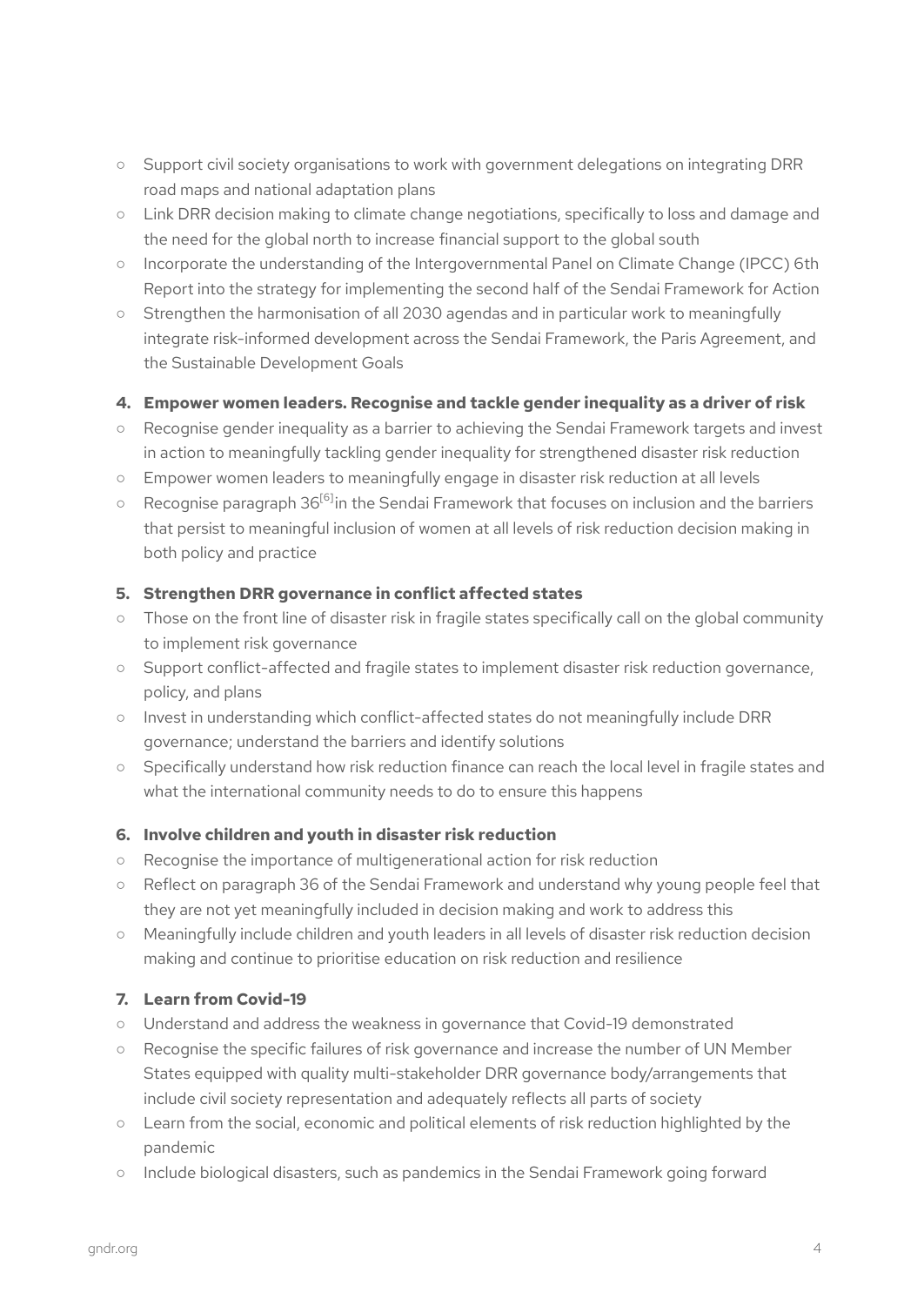- Support civil society organisations to work with government delegations on integrating DRR road maps and national adaptation plans
- Link DRR decision making to climate change negotiations, specifically to loss and damage and the need for the global north to increase financial support to the global south
- Incorporate the understanding of the Intergovernmental Panel on Climate Change (IPCC) 6th Report into the strategy for implementing the second half of the Sendai Framework for Action
- Strengthen the harmonisation of all 2030 agendas and in particular work to meaningfully integrate risk-informed development across the Sendai Framework, the Paris Agreement, and the Sustainable Development Goals

**4. Empower women leaders. Recognise and tackle gender inequality as a driver of risk**

- Recognise gender inequality as a barrier to achieving the Sendai Framework targets and invest in action to meaningfully tackling gender inequality for strengthened disaster risk reduction
- Empower women leaders to meaningfully engage in disaster risk reduction at all levels
- Recognise paragraph 36[6] in the Sendai Framework that focuses on inclusion and the barriers that persist to meaningful inclusion of women at all levels of risk reduction decision making in both policy and practice

**5. Strengthen DRR governance in conflict affected states**

- Those on the front line of disaster risk in fragile states specifically call on the global community to implement risk governance
- Support conflict-affected and fragile states to implement disaster risk reduction governance, policy, and plans
- Invest in understanding which conflict-affected states do not meaningfully include DRR governance; understand the barriers and identify solutions
- Specifically understand how risk reduction finance can reach the local level in fragile states and what the international community needs to do to ensure this happens

**6. Involve children and youth in disaster risk reduction**

- Recognise the importance of multigenerational action for risk reduction
- Reflect on paragraph 36 of the Sendai Framework and understand why young people feel that they are not yet meaningfully included in decision making and work to address this
- Meaningfully include children and youth leaders in all levels of disaster risk reduction decision making and continue to prioritise education on risk reduction and resilience

**7. Learn from Covid-19**

- Understand and address the weakness in governance that Covid-19 demonstrated
- Recognise the specific failures of risk governance and increase the number of UN Member States equipped with quality multi-stakeholder DRR governance body/arrangements that include civil society representation and adequately reflects all parts of society
- Learn from the social, economic and political elements of risk reduction highlighted by the pandemic
- Include biological disasters, such as pandemics in the Sendai Framework going forward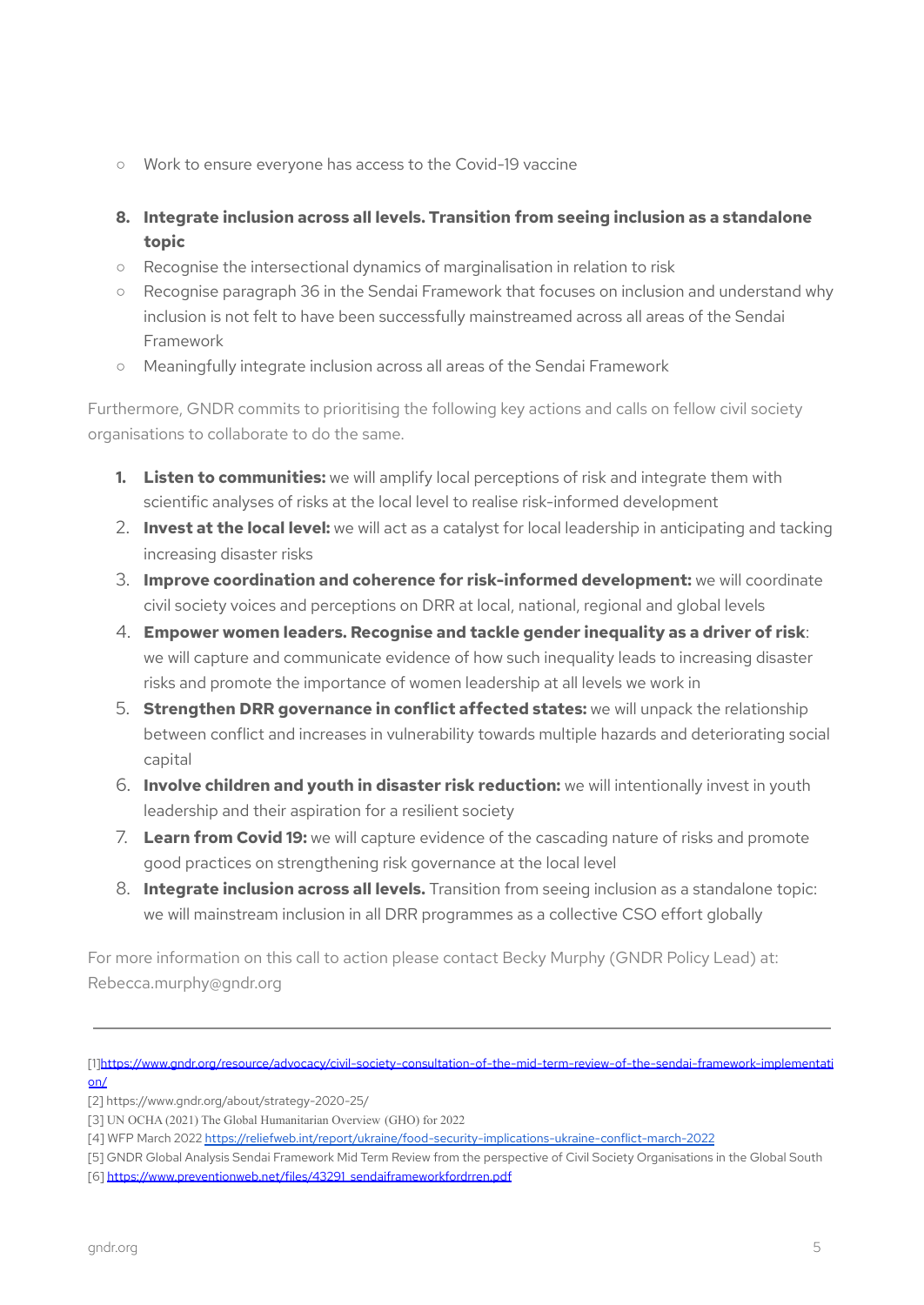- Work to ensure everyone has access to the Covid-19 vaccine

8. **Integrate inclusion across all levels. Transition from seeing inclusion as a standalone topic**

- Recognise the intersectional dynamics of marginalisation in relation to risk
- Recognise paragraph 36 in the Sendai Framework that focuses on inclusion and understand why inclusion is not felt to have been successfully mainstreamed across all areas of the Sendai Framework
- Meaningfully integrate inclusion across all areas of the Sendai Framework

Furthermore, GNDR commits to prioritising the following key actions and calls on fellow civil society organisations to collaborate to do the same.

1. **Listen to communities:** we will amplify local perceptions of risk and integrate them with scientific analyses of risks at the local level to realise risk-informed development
2. **Invest at the local level:** we will act as a catalyst for local leadership in anticipating and tacking increasing disaster risks
3. **Improve coordination and coherence for risk-informed development:** we will coordinate civil society voices and perceptions on DRR at local, national, regional and global levels
4. **Empower women leaders. Recognise and tackle gender inequality as a driver of risk**: we will capture and communicate evidence of how such inequality leads to increasing disaster risks and promote the importance of women leadership at all levels we work in
5. **Strengthen DRR governance in conflict affected states:** we will unpack the relationship between conflict and increases in vulnerability towards multiple hazards and deteriorating social capital
6. **Involve children and youth in disaster risk reduction:** we will intentionally invest in youth leadership and their aspiration for a resilient society
7. **Learn from Covid 19:** we will capture evidence of the cascading nature of risks and promote good practices on strengthening risk governance at the local level
8. **Integrate inclusion across all levels.** Transition from seeing inclusion as a standalone topic: we will mainstream inclusion in all DRR programmes as a collective CSO effort globally

For more information on this call to action please contact Becky Murphy (GNDR Policy Lead) at: Rebecca.murphy@gndr.org

---

[1] https://www.gndr.org/resource/advocacy/civil-society-consultation-of-the-mid-term-review-of-the-sendai-framework-implementation/

[2] https://www.gndr.org/about/strategy-2020-25/

[3] UN OCHA (2021) The Global Humanitarian Overview (GHO) for 2022

[4] WFP March 2022 https://reliefweb.int/report/ukraine/food-security-implications-ukraine-conflict-march-2022

[5] GNDR Global Analysis Sendai Framework Mid Term Review from the perspective of Civil Society Organisations in the Global South

[6] https://www.preventionweb.net/files/43291_sendaiframeworkfordrren.pdf